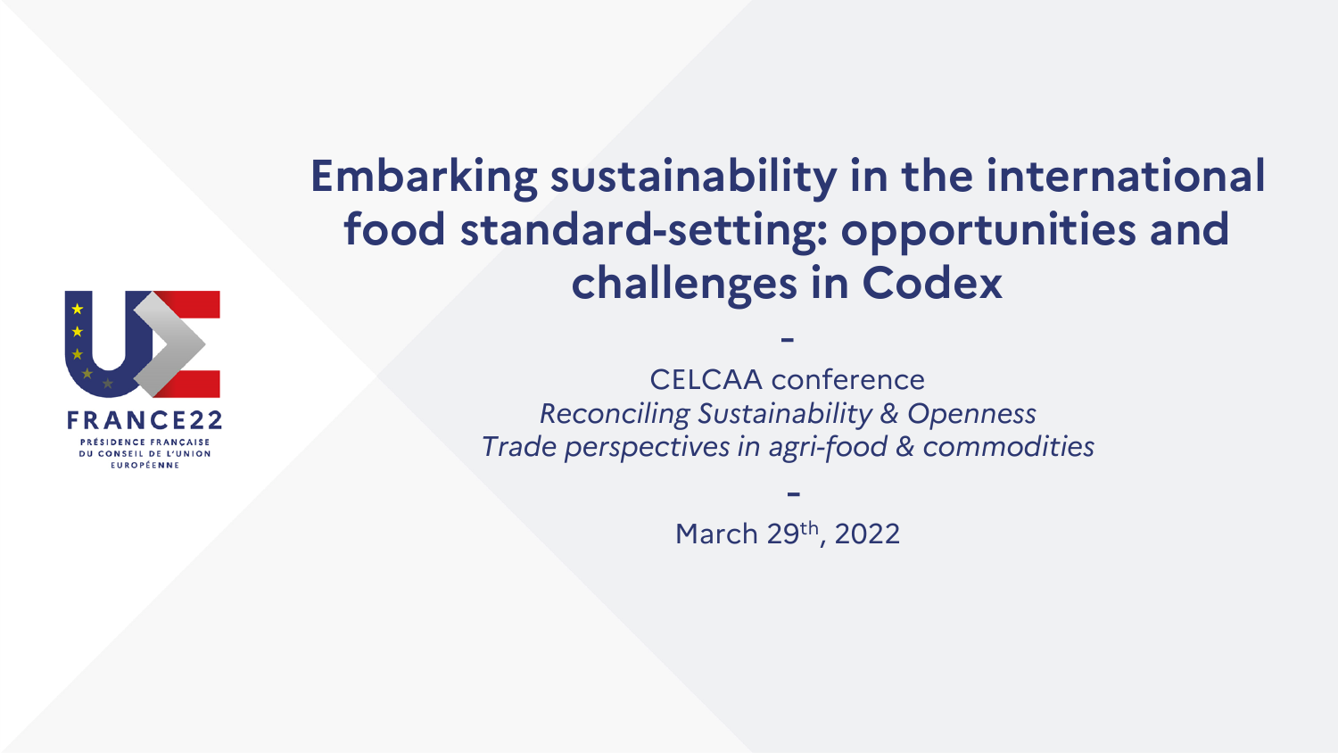# Embarking sustainability in the international food standard-setting: opportunities and challenges in Codex

-

CELCAA conference

*Reconciling Sustainability & Openness*

*Trade perspectives in agri-food & commodities*

-

March 29th, 2022

FRANCE22

PRÉSIDENCE FRANÇAISE DU CONSEIL DE L'UNION EUROPÉENNE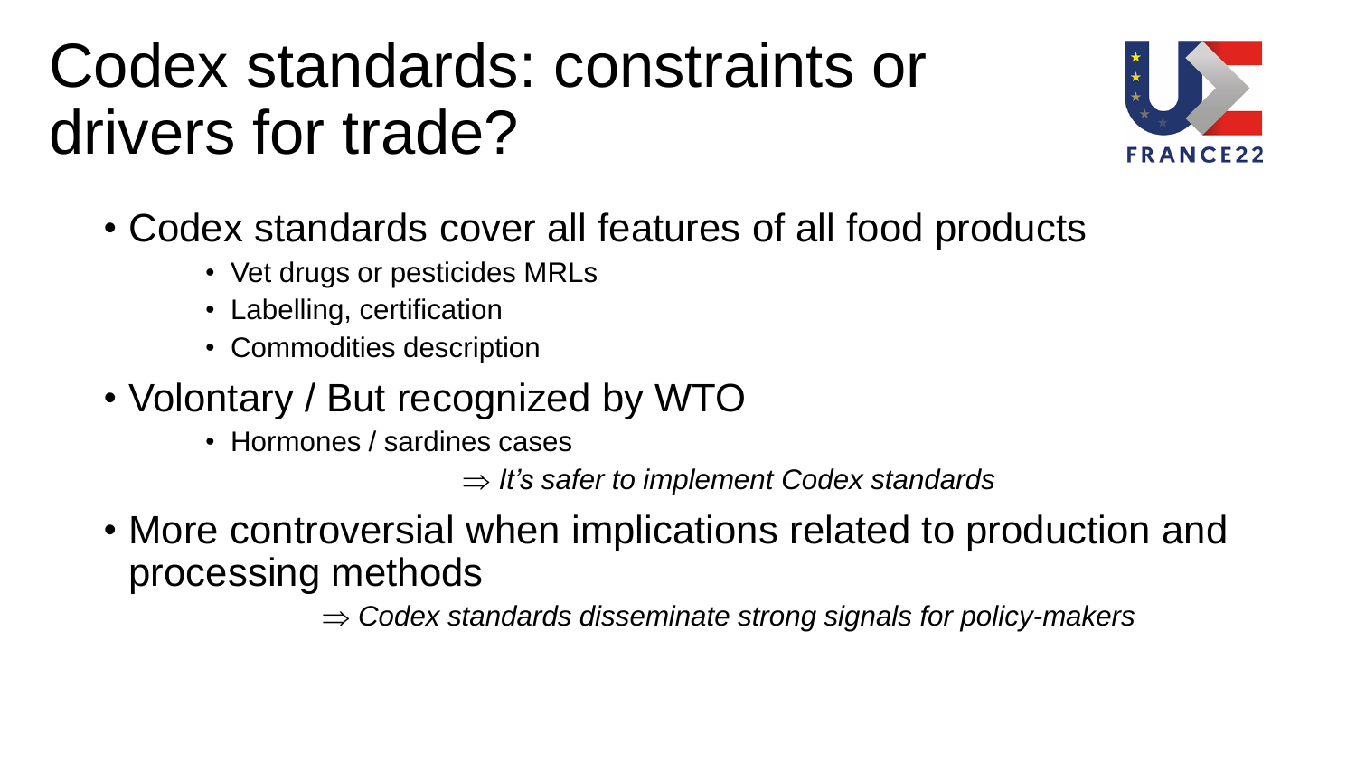# Codex standards: constraints or drivers for trade?

- Codex standards cover all features of all food products
  - Vet drugs or pesticides MRLs
  - Labelling, certification
  - Commodities description
- Volontary / But recognized by WTO
  - Hormones / sardines cases

  $\Rightarrow$ *It's safer to implement Codex standards*
- More controversial when implications related to production and processing methods

  $\Rightarrow$ *Codex standards disseminate strong signals for policy-makers*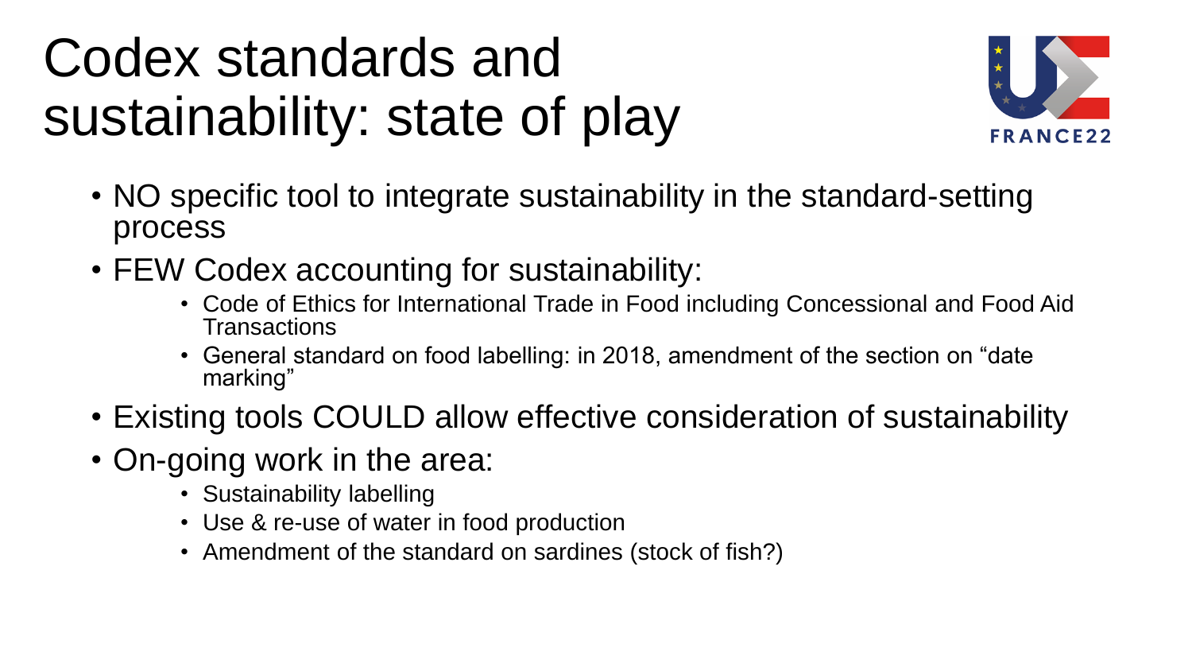# Codex standards and sustainability: state of play

- NO specific tool to integrate sustainability in the standard-setting process
- FEW Codex accounting for sustainability:
  - Code of Ethics for International Trade in Food including Concessional and Food Aid Transactions
  - General standard on food labelling: in 2018, amendment of the section on "date marking"
- Existing tools COULD allow effective consideration of sustainability
- On-going work in the area:
  - Sustainability labelling
  - Use & re-use of water in food production
  - Amendment of the standard on sardines (stock of fish?)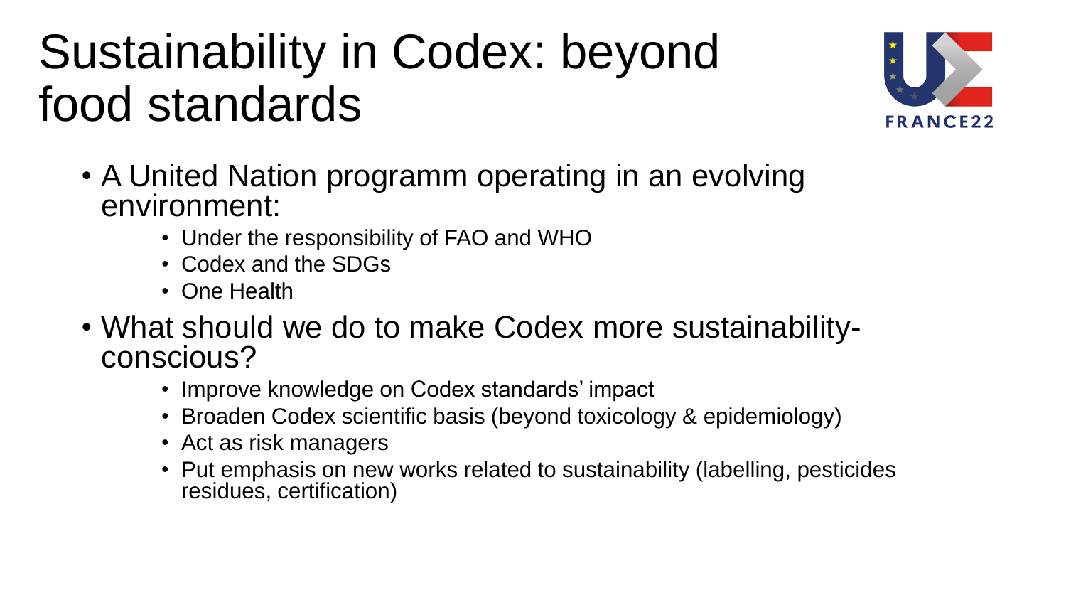# Sustainability in Codex: beyond food standards

- A United Nation programm operating in an evolving environment:
  - Under the responsibility of FAO and WHO
  - Codex and the SDGs
  - One Health
- What should we do to make Codex more sustainability-conscious?
  - Improve knowledge on Codex standards' impact
  - Broaden Codex scientific basis (beyond toxicology & epidemiology)
  - Act as risk managers
  - Put emphasis on new works related to sustainability (labelling, pesticides residues, certification)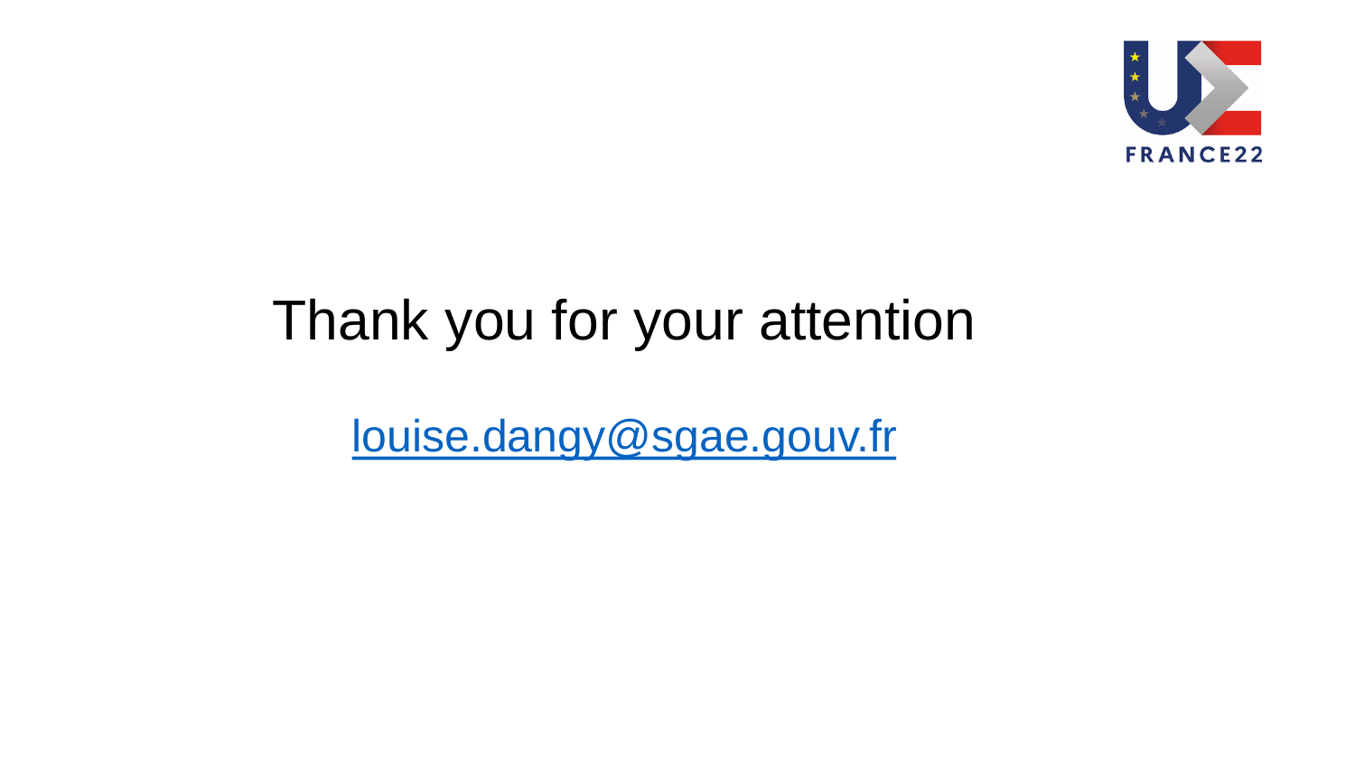FRANCE22

# Thank you for your attention

louise.dangy@sgae.gouv.fr